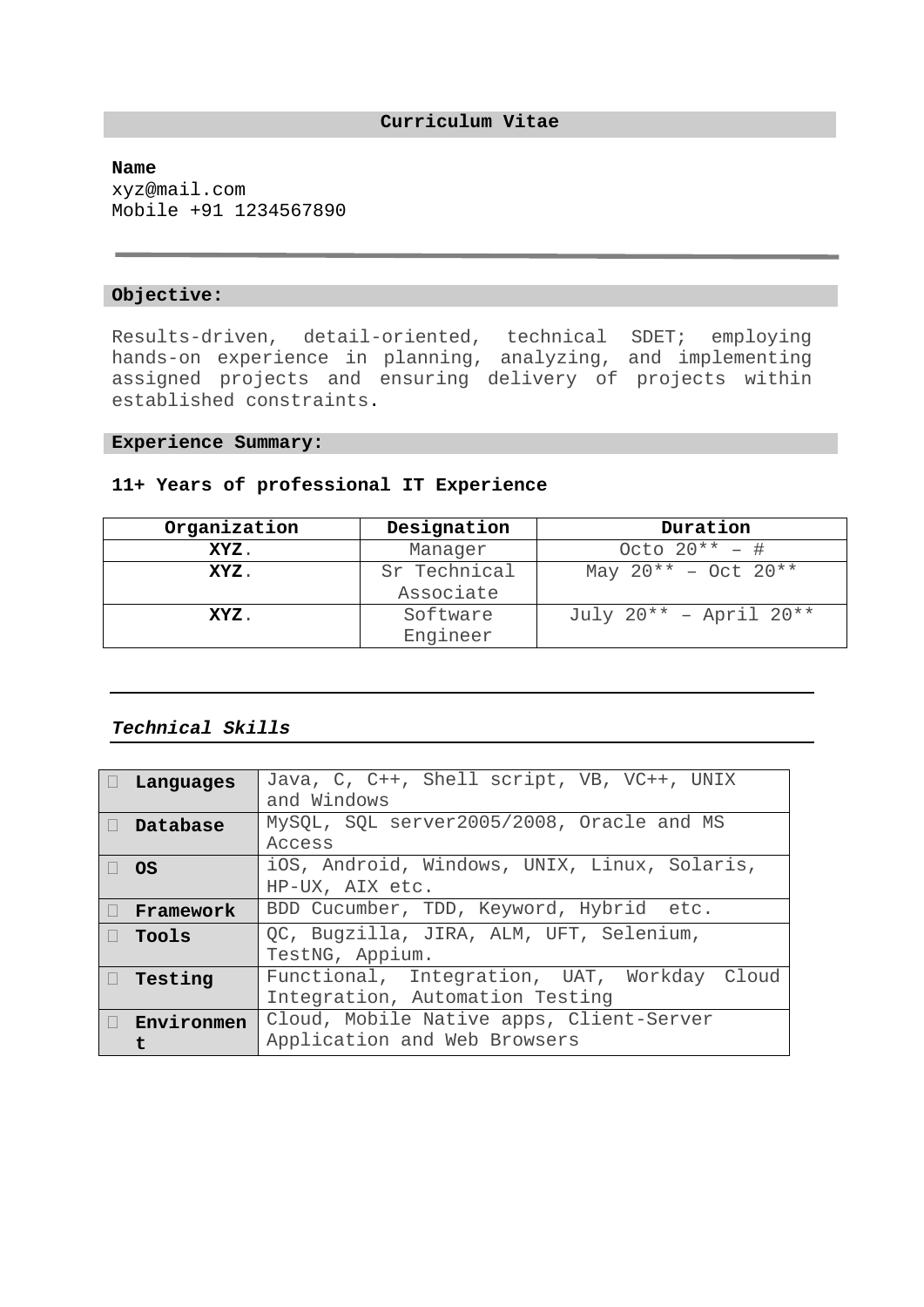# Curriculum Vitae

**Name**
xyz@mail.com
Mobile +91 1234567890

---

## Objective:

Results-driven, detail-oriented, technical SDET; employing hands-on experience in planning, analyzing, and implementing assigned projects and ensuring delivery of projects within established constraints.

## Experience Summary:

**11+ Years of professional IT Experience**

| Organization | Designation | Duration |
|---|---|---|
| **XYZ**. | Manager | Octo 20** – # |
| **XYZ**. | Sr Technical Associate | May 20** – Oct 20** |
| **XYZ**. | Software Engineer | July 20** – April 20** |

---

### ***Technical Skills***

| | |
|---|---|
| **Languages** | Java, C, C++, Shell script, VB, VC++, UNIX and Windows |
| **Database** | MySQL, SQL server2005/2008, Oracle and MS Access |
| **OS** | iOS, Android, Windows, UNIX, Linux, Solaris, HP-UX, AIX etc. |
| **Framework** | BDD Cucumber, TDD, Keyword, Hybrid etc. |
| **Tools** | QC, Bugzilla, JIRA, ALM, UFT, Selenium, TestNG, Appium. |
| **Testing** | Functional, Integration, UAT, Workday Cloud Integration, Automation Testing |
| **Environment** | Cloud, Mobile Native apps, Client-Server Application and Web Browsers |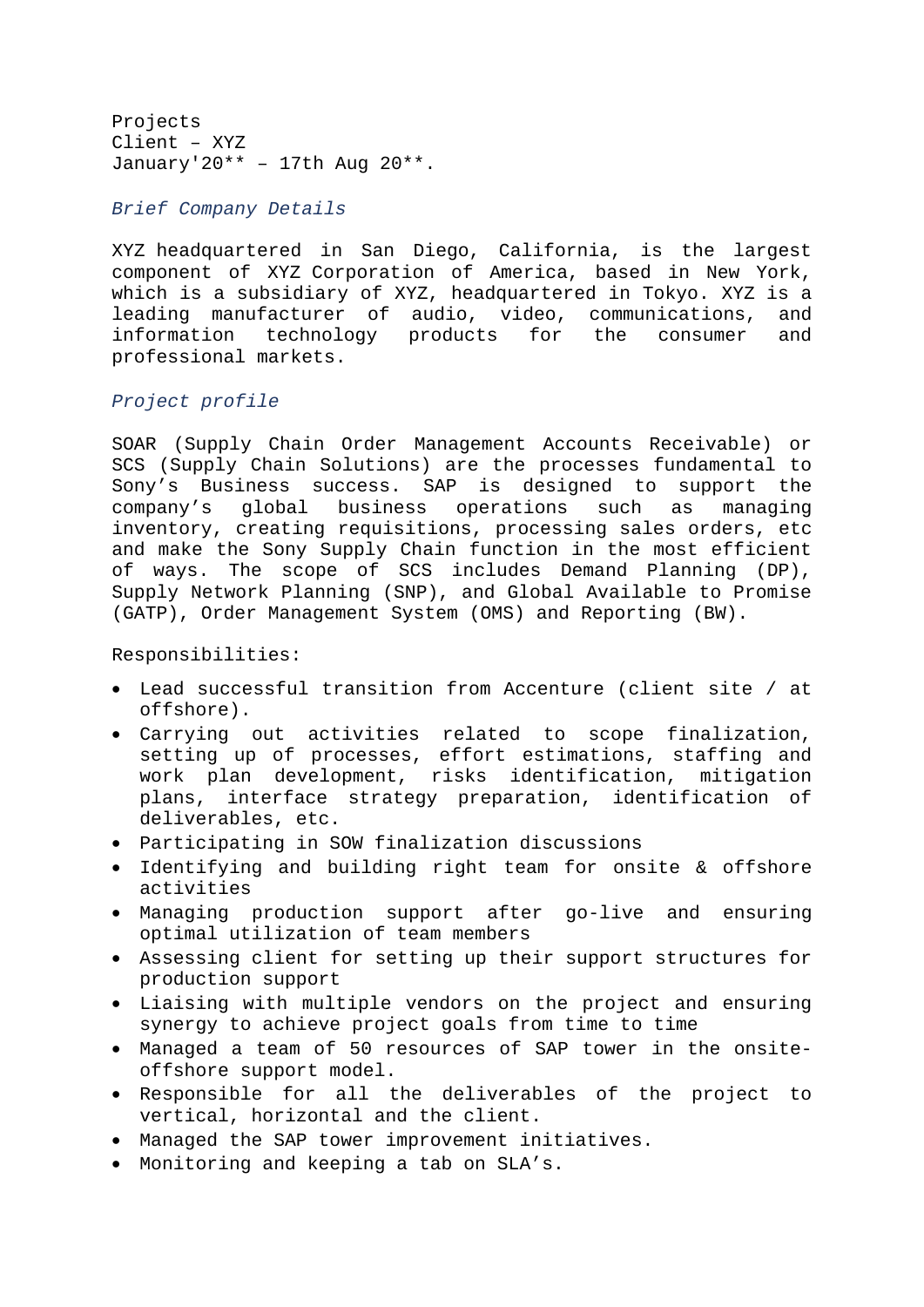Projects
Client – XYZ
January'20** – 17th Aug 20**.

*Brief Company Details*

XYZ headquartered in San Diego, California, is the largest component of XYZ Corporation of America, based in New York, which is a subsidiary of XYZ, headquartered in Tokyo. XYZ is a leading manufacturer of audio, video, communications, and information technology products for the consumer and professional markets.

*Project profile*

SOAR (Supply Chain Order Management Accounts Receivable) or SCS (Supply Chain Solutions) are the processes fundamental to Sony's Business success. SAP is designed to support the company's global business operations such as managing inventory, creating requisitions, processing sales orders, etc and make the Sony Supply Chain function in the most efficient of ways. The scope of SCS includes Demand Planning (DP), Supply Network Planning (SNP), and Global Available to Promise (GATP), Order Management System (OMS) and Reporting (BW).

Responsibilities:

- Lead successful transition from Accenture (client site / at offshore).
- Carrying out activities related to scope finalization, setting up of processes, effort estimations, staffing and work plan development, risks identification, mitigation plans, interface strategy preparation, identification of deliverables, etc.
- Participating in SOW finalization discussions
- Identifying and building right team for onsite & offshore activities
- Managing production support after go-live and ensuring optimal utilization of team members
- Assessing client for setting up their support structures for production support
- Liaising with multiple vendors on the project and ensuring synergy to achieve project goals from time to time
- Managed a team of 50 resources of SAP tower in the onsite-offshore support model.
- Responsible for all the deliverables of the project to vertical, horizontal and the client.
- Managed the SAP tower improvement initiatives.
- Monitoring and keeping a tab on SLA's.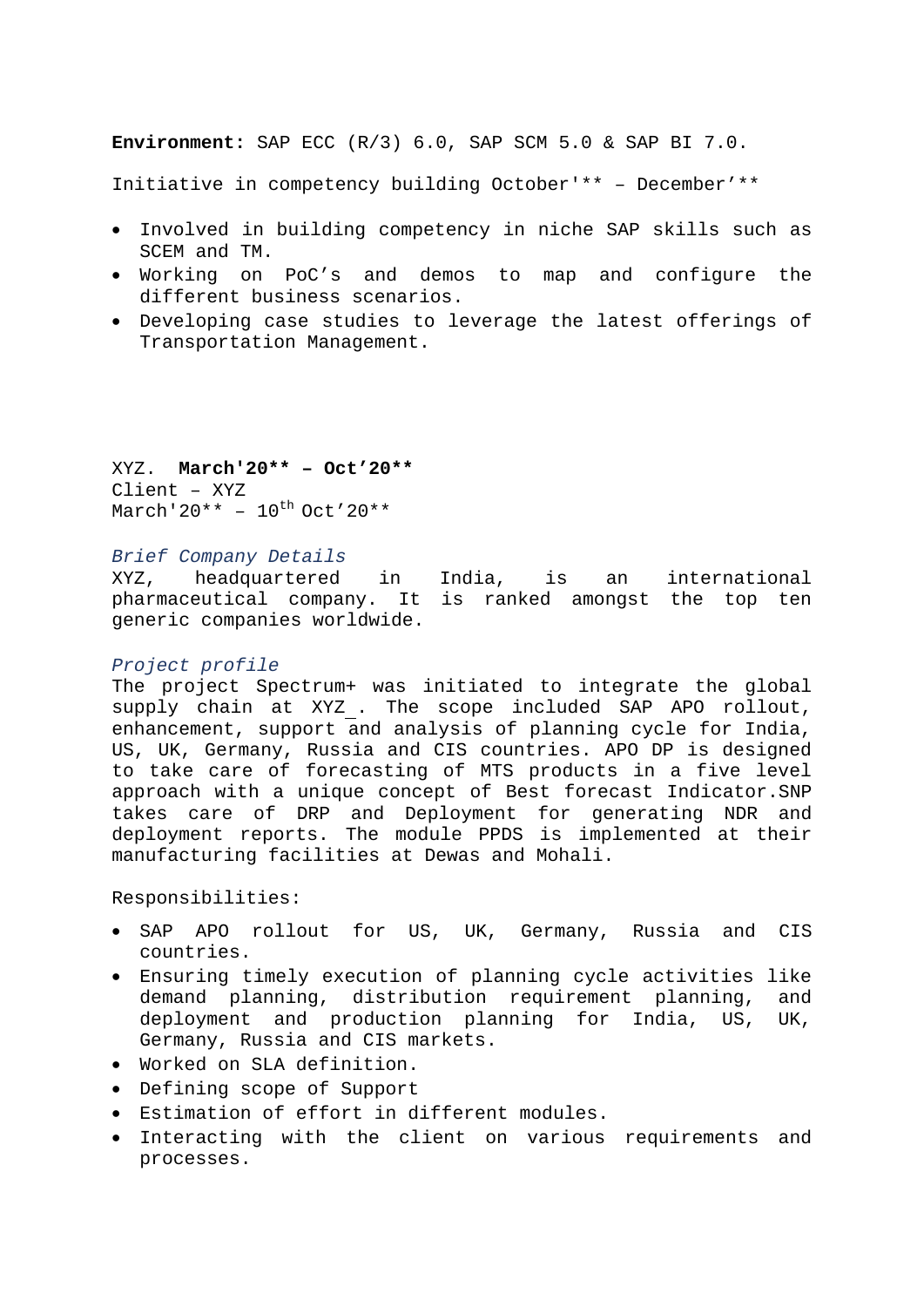**Environment:** SAP ECC (R/3) 6.0, SAP SCM 5.0 & SAP BI 7.0.

Initiative in competency building October'** – December’**

- Involved in building competency in niche SAP skills such as SCEM and TM.
- Working on PoC’s and demos to map and configure the different business scenarios.
- Developing case studies to leverage the latest offerings of Transportation Management.

XYZ. **March'20** – Oct’20****
Client – XYZ
March'20** – 10th Oct’20**

*Brief Company Details*
XYZ, headquartered in India, is an international pharmaceutical company. It is ranked amongst the top ten generic companies worldwide.

*Project profile*
The project Spectrum+ was initiated to integrate the global supply chain at XYZ_. The scope included SAP APO rollout, enhancement, support and analysis of planning cycle for India, US, UK, Germany, Russia and CIS countries. APO DP is designed to take care of forecasting of MTS products in a five level approach with a unique concept of Best forecast Indicator.SNP takes care of DRP and Deployment for generating NDR and deployment reports. The module PPDS is implemented at their manufacturing facilities at Dewas and Mohali.

Responsibilities:

- SAP APO rollout for US, UK, Germany, Russia and CIS countries.
- Ensuring timely execution of planning cycle activities like demand planning, distribution requirement planning, and deployment and production planning for India, US, UK, Germany, Russia and CIS markets.
- Worked on SLA definition.
- Defining scope of Support
- Estimation of effort in different modules.
- Interacting with the client on various requirements and processes.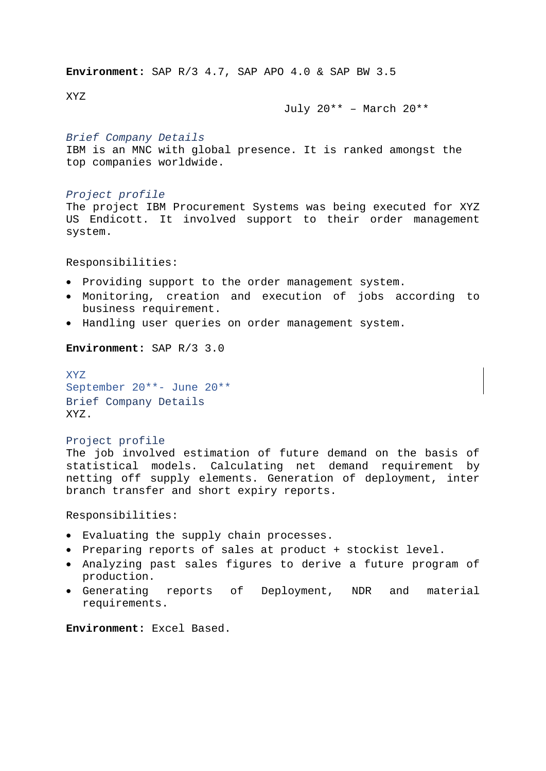**Environment:** SAP R/3 4.7, SAP APO 4.0 & SAP BW 3.5

XYZ

July 20** – March 20**

*Brief Company Details*

IBM is an MNC with global presence. It is ranked amongst the top companies worldwide.

*Project profile*

The project IBM Procurement Systems was being executed for XYZ US Endicott. It involved support to their order management system.

Responsibilities:

- Providing support to the order management system.
- Monitoring, creation and execution of jobs according to business requirement.
- Handling user queries on order management system.

**Environment:** SAP R/3 3.0

XYZ

September 20**- June 20**

Brief Company Details

XYZ.

Project profile

The job involved estimation of future demand on the basis of statistical models. Calculating net demand requirement by netting off supply elements. Generation of deployment, inter branch transfer and short expiry reports.

Responsibilities:

- Evaluating the supply chain processes.
- Preparing reports of sales at product + stockist level.
- Analyzing past sales figures to derive a future program of production.
- Generating reports of Deployment, NDR and material requirements.

**Environment:** Excel Based.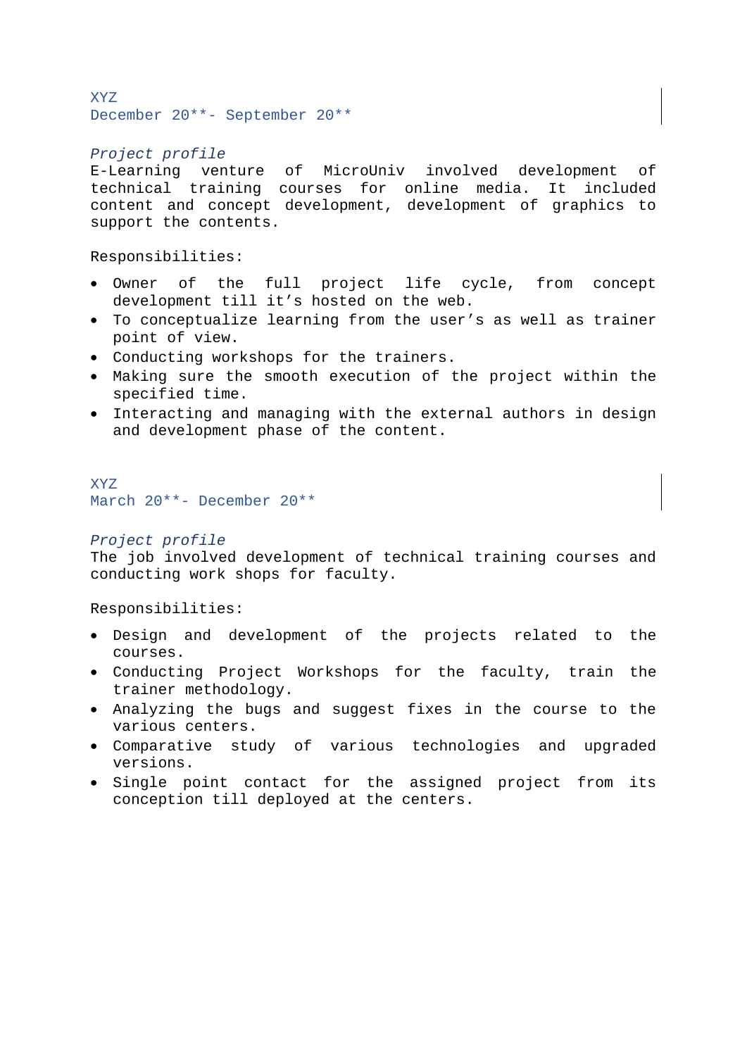XYZ
December 20**- September 20**

*Project profile*

E-Learning venture of MicroUniv involved development of technical training courses for online media. It included content and concept development, development of graphics to support the contents.

Responsibilities:

- Owner of the full project life cycle, from concept development till it's hosted on the web.
- To conceptualize learning from the user's as well as trainer point of view.
- Conducting workshops for the trainers.
- Making sure the smooth execution of the project within the specified time.
- Interacting and managing with the external authors in design and development phase of the content.

XYZ
March 20**- December 20**

*Project profile*

The job involved development of technical training courses and conducting work shops for faculty.

Responsibilities:

- Design and development of the projects related to the courses.
- Conducting Project Workshops for the faculty, train the trainer methodology.
- Analyzing the bugs and suggest fixes in the course to the various centers.
- Comparative study of various technologies and upgraded versions.
- Single point contact for the assigned project from its conception till deployed at the centers.